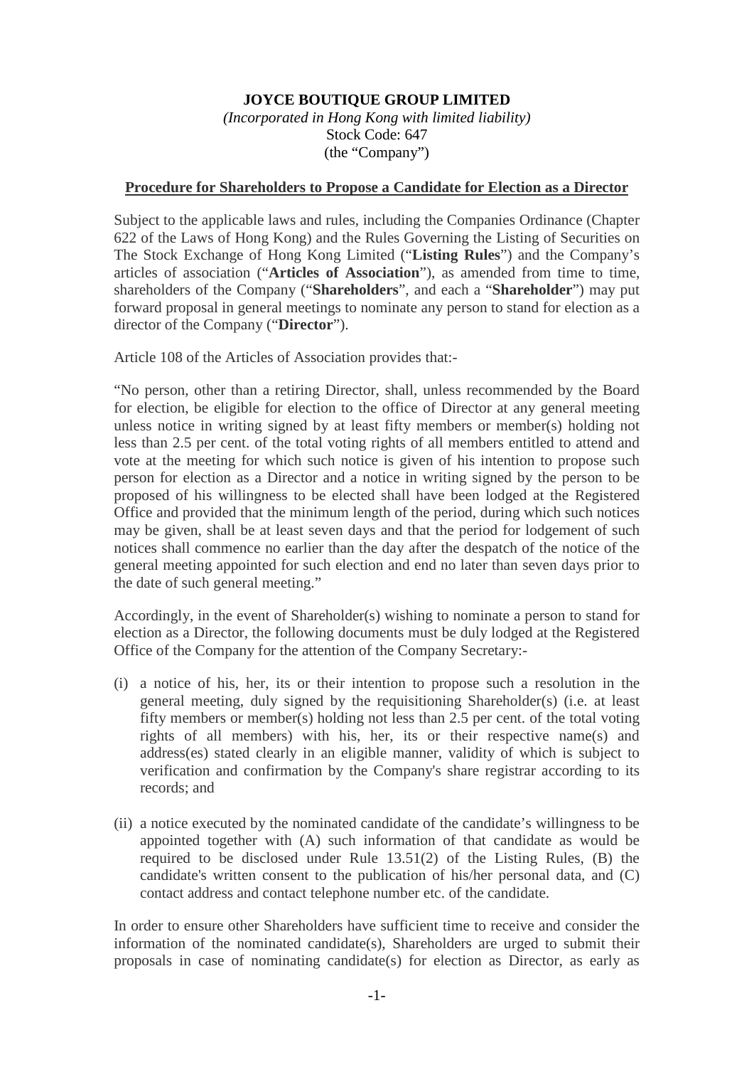**JOYCE BOUTIQUE GROUP LIMITED**
*(Incorporated in Hong Kong with limited liability)*
Stock Code: 647
(the "Company")

**Procedure for Shareholders to Propose a Candidate for Election as a Director**

Subject to the applicable laws and rules, including the Companies Ordinance (Chapter 622 of the Laws of Hong Kong) and the Rules Governing the Listing of Securities on The Stock Exchange of Hong Kong Limited ("**Listing Rules**") and the Company's articles of association ("**Articles of Association**"), as amended from time to time, shareholders of the Company ("**Shareholders**", and each a "**Shareholder**") may put forward proposal in general meetings to nominate any person to stand for election as a director of the Company ("**Director**").

Article 108 of the Articles of Association provides that:-

"No person, other than a retiring Director, shall, unless recommended by the Board for election, be eligible for election to the office of Director at any general meeting unless notice in writing signed by at least fifty members or member(s) holding not less than 2.5 per cent. of the total voting rights of all members entitled to attend and vote at the meeting for which such notice is given of his intention to propose such person for election as a Director and a notice in writing signed by the person to be proposed of his willingness to be elected shall have been lodged at the Registered Office and provided that the minimum length of the period, during which such notices may be given, shall be at least seven days and that the period for lodgement of such notices shall commence no earlier than the day after the despatch of the notice of the general meeting appointed for such election and end no later than seven days prior to the date of such general meeting."

Accordingly, in the event of Shareholder(s) wishing to nominate a person to stand for election as a Director, the following documents must be duly lodged at the Registered Office of the Company for the attention of the Company Secretary:-

(i) a notice of his, her, its or their intention to propose such a resolution in the general meeting, duly signed by the requisitioning Shareholder(s) (i.e. at least fifty members or member(s) holding not less than 2.5 per cent. of the total voting rights of all members) with his, her, its or their respective name(s) and address(es) stated clearly in an eligible manner, validity of which is subject to verification and confirmation by the Company's share registrar according to its records; and

(ii) a notice executed by the nominated candidate of the candidate's willingness to be appointed together with (A) such information of that candidate as would be required to be disclosed under Rule 13.51(2) of the Listing Rules, (B) the candidate's written consent to the publication of his/her personal data, and (C) contact address and contact telephone number etc. of the candidate.

In order to ensure other Shareholders have sufficient time to receive and consider the information of the nominated candidate(s), Shareholders are urged to submit their proposals in case of nominating candidate(s) for election as Director, as early as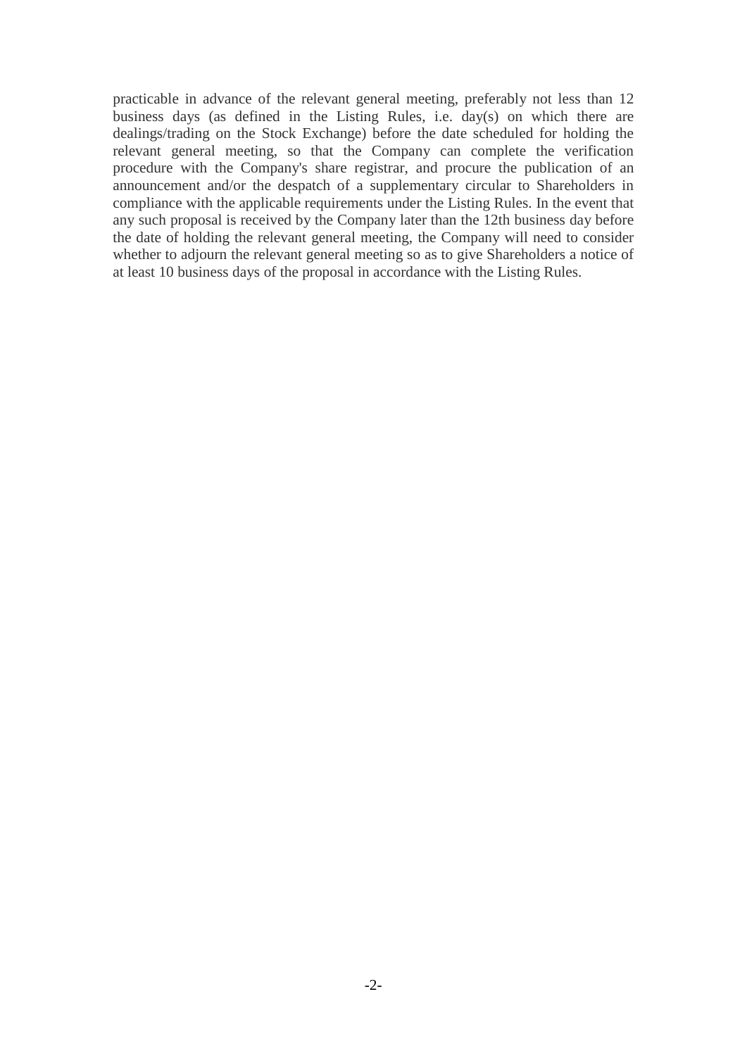practicable in advance of the relevant general meeting, preferably not less than 12 business days (as defined in the Listing Rules, i.e. day(s) on which there are dealings/trading on the Stock Exchange) before the date scheduled for holding the relevant general meeting, so that the Company can complete the verification procedure with the Company's share registrar, and procure the publication of an announcement and/or the despatch of a supplementary circular to Shareholders in compliance with the applicable requirements under the Listing Rules. In the event that any such proposal is received by the Company later than the 12th business day before the date of holding the relevant general meeting, the Company will need to consider whether to adjourn the relevant general meeting so as to give Shareholders a notice of at least 10 business days of the proposal in accordance with the Listing Rules.